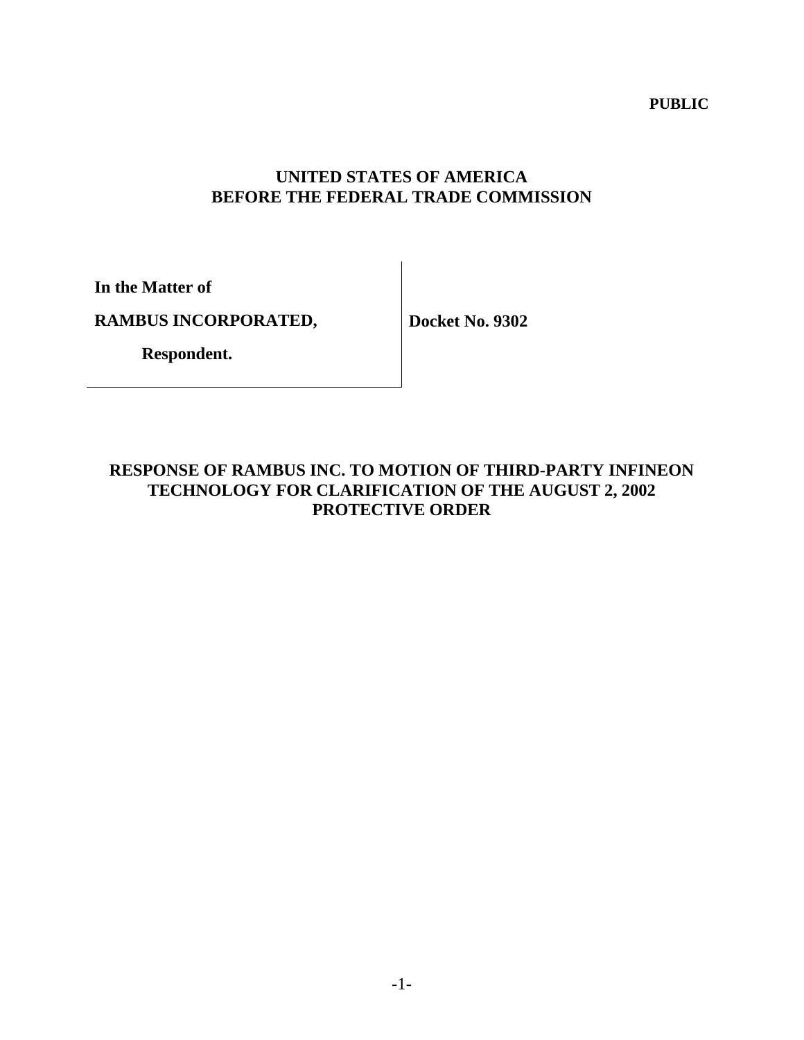**PUBLIC**

**UNITED STATES OF AMERICA**
**BEFORE THE FEDERAL TRADE COMMISSION**

| | |
|---|---|
| **In the Matter of** | |
| **RAMBUS INCORPORATED,** | **Docket No. 9302** |
| **Respondent.** | |

**RESPONSE OF RAMBUS INC. TO MOTION OF THIRD-PARTY INFINEON TECHNOLOGY FOR CLARIFICATION OF THE AUGUST 2, 2002 PROTECTIVE ORDER**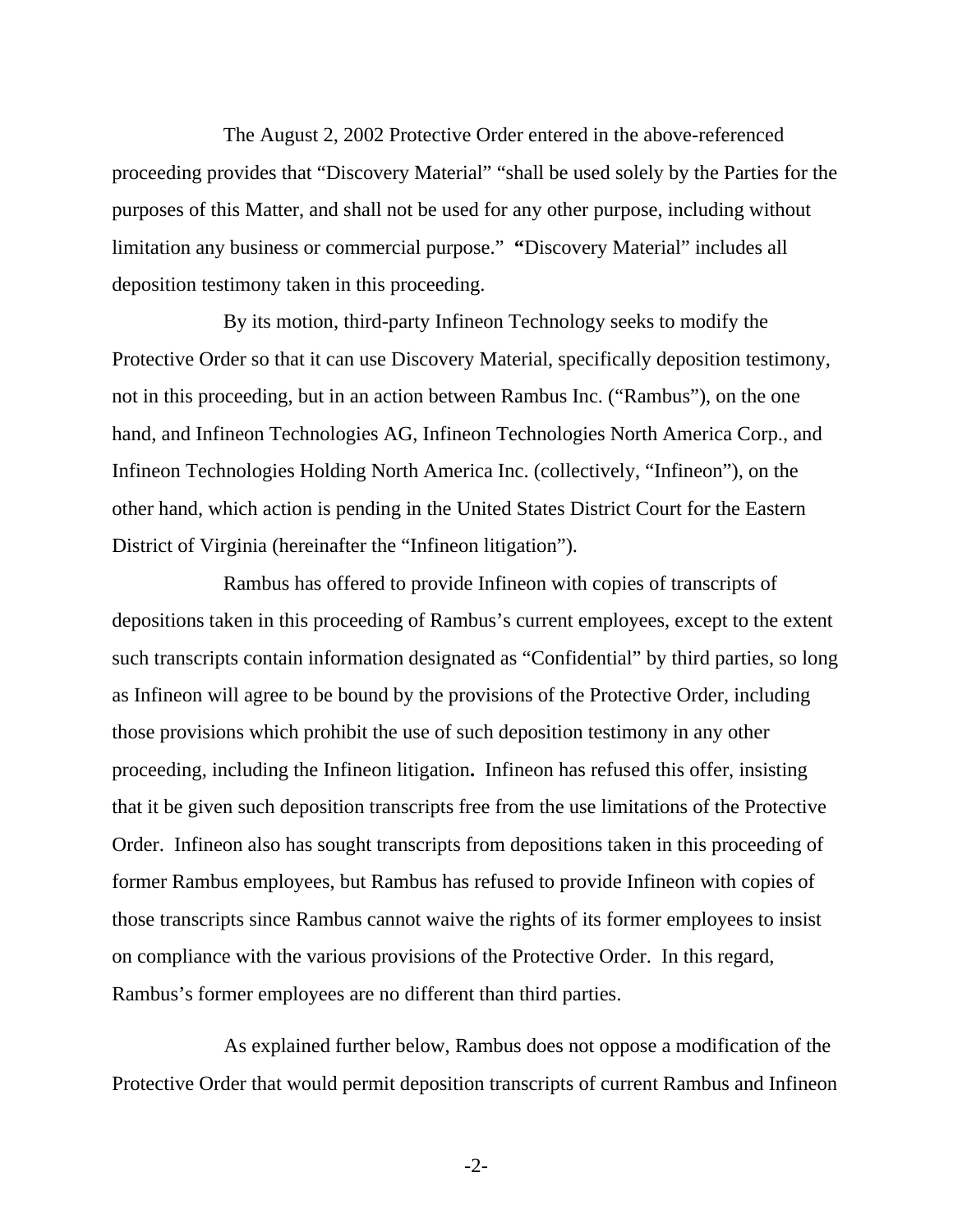The August 2, 2002 Protective Order entered in the above-referenced proceeding provides that "Discovery Material" "shall be used solely by the Parties for the purposes of this Matter, and shall not be used for any other purpose, including without limitation any business or commercial purpose." "Discovery Material" includes all deposition testimony taken in this proceeding.

By its motion, third-party Infineon Technology seeks to modify the Protective Order so that it can use Discovery Material, specifically deposition testimony, not in this proceeding, but in an action between Rambus Inc. ("Rambus"), on the one hand, and Infineon Technologies AG, Infineon Technologies North America Corp., and Infineon Technologies Holding North America Inc. (collectively, "Infineon"), on the other hand, which action is pending in the United States District Court for the Eastern District of Virginia (hereinafter the "Infineon litigation").

Rambus has offered to provide Infineon with copies of transcripts of depositions taken in this proceeding of Rambus's current employees, except to the extent such transcripts contain information designated as "Confidential" by third parties, so long as Infineon will agree to be bound by the provisions of the Protective Order, including those provisions which prohibit the use of such deposition testimony in any other proceeding, including the Infineon litigation. Infineon has refused this offer, insisting that it be given such deposition transcripts free from the use limitations of the Protective Order. Infineon also has sought transcripts from depositions taken in this proceeding of former Rambus employees, but Rambus has refused to provide Infineon with copies of those transcripts since Rambus cannot waive the rights of its former employees to insist on compliance with the various provisions of the Protective Order. In this regard, Rambus's former employees are no different than third parties.

As explained further below, Rambus does not oppose a modification of the Protective Order that would permit deposition transcripts of current Rambus and Infineon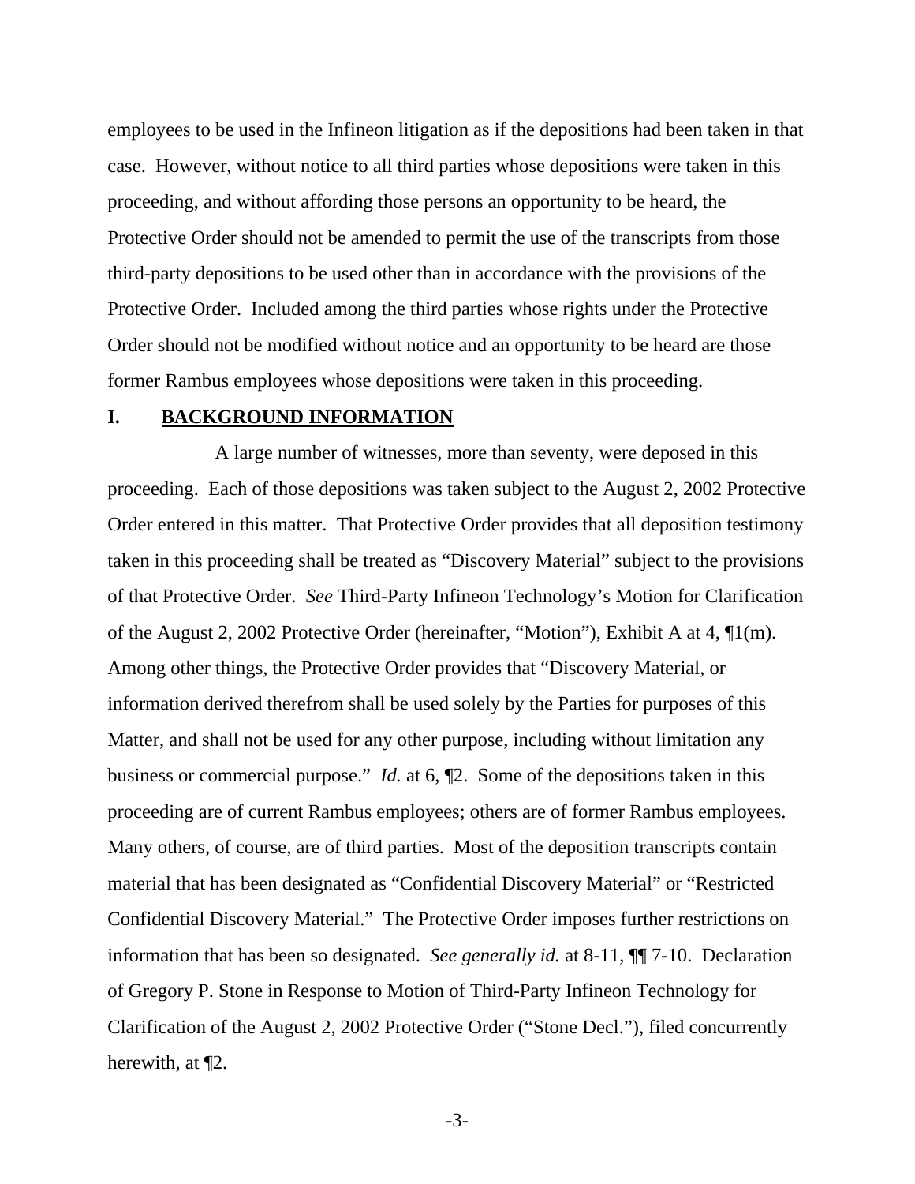employees to be used in the Infineon litigation as if the depositions had been taken in that case. However, without notice to all third parties whose depositions were taken in this proceeding, and without affording those persons an opportunity to be heard, the Protective Order should not be amended to permit the use of the transcripts from those third-party depositions to be used other than in accordance with the provisions of the Protective Order. Included among the third parties whose rights under the Protective Order should not be modified without notice and an opportunity to be heard are those former Rambus employees whose depositions were taken in this proceeding.

## I. <u>BACKGROUND INFORMATION</u>

A large number of witnesses, more than seventy, were deposed in this proceeding. Each of those depositions was taken subject to the August 2, 2002 Protective Order entered in this matter. That Protective Order provides that all deposition testimony taken in this proceeding shall be treated as "Discovery Material" subject to the provisions of that Protective Order. *See* Third-Party Infineon Technology's Motion for Clarification of the August 2, 2002 Protective Order (hereinafter, "Motion"), Exhibit A at 4, ¶1(m). Among other things, the Protective Order provides that "Discovery Material, or information derived therefrom shall be used solely by the Parties for purposes of this Matter, and shall not be used for any other purpose, including without limitation any business or commercial purpose." *Id.* at 6, ¶2. Some of the depositions taken in this proceeding are of current Rambus employees; others are of former Rambus employees. Many others, of course, are of third parties. Most of the deposition transcripts contain material that has been designated as "Confidential Discovery Material" or "Restricted Confidential Discovery Material." The Protective Order imposes further restrictions on information that has been so designated. *See generally id.* at 8-11, ¶¶ 7-10. Declaration of Gregory P. Stone in Response to Motion of Third-Party Infineon Technology for Clarification of the August 2, 2002 Protective Order ("Stone Decl."), filed concurrently herewith, at ¶2.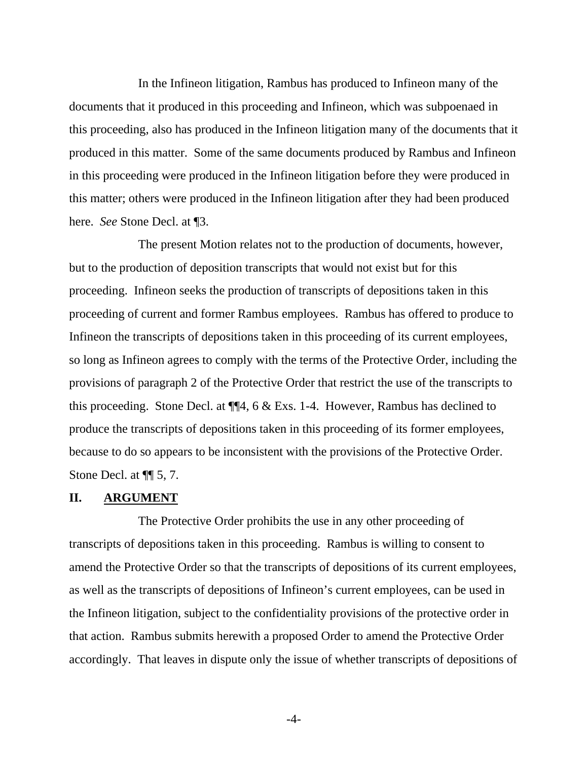In the Infineon litigation, Rambus has produced to Infineon many of the documents that it produced in this proceeding and Infineon, which was subpoenaed in this proceeding, also has produced in the Infineon litigation many of the documents that it produced in this matter. Some of the same documents produced by Rambus and Infineon in this proceeding were produced in the Infineon litigation before they were produced in this matter; others were produced in the Infineon litigation after they had been produced here. *See* Stone Decl. at ¶3.

The present Motion relates not to the production of documents, however, but to the production of deposition transcripts that would not exist but for this proceeding. Infineon seeks the production of transcripts of depositions taken in this proceeding of current and former Rambus employees. Rambus has offered to produce to Infineon the transcripts of depositions taken in this proceeding of its current employees, so long as Infineon agrees to comply with the terms of the Protective Order, including the provisions of paragraph 2 of the Protective Order that restrict the use of the transcripts to this proceeding. Stone Decl. at ¶¶4, 6 & Exs. 1-4. However, Rambus has declined to produce the transcripts of depositions taken in this proceeding of its former employees, because to do so appears to be inconsistent with the provisions of the Protective Order. Stone Decl. at ¶¶ 5, 7.

## II. <u>ARGUMENT</u>

The Protective Order prohibits the use in any other proceeding of transcripts of depositions taken in this proceeding. Rambus is willing to consent to amend the Protective Order so that the transcripts of depositions of its current employees, as well as the transcripts of depositions of Infineon's current employees, can be used in the Infineon litigation, subject to the confidentiality provisions of the protective order in that action. Rambus submits herewith a proposed Order to amend the Protective Order accordingly. That leaves in dispute only the issue of whether transcripts of depositions of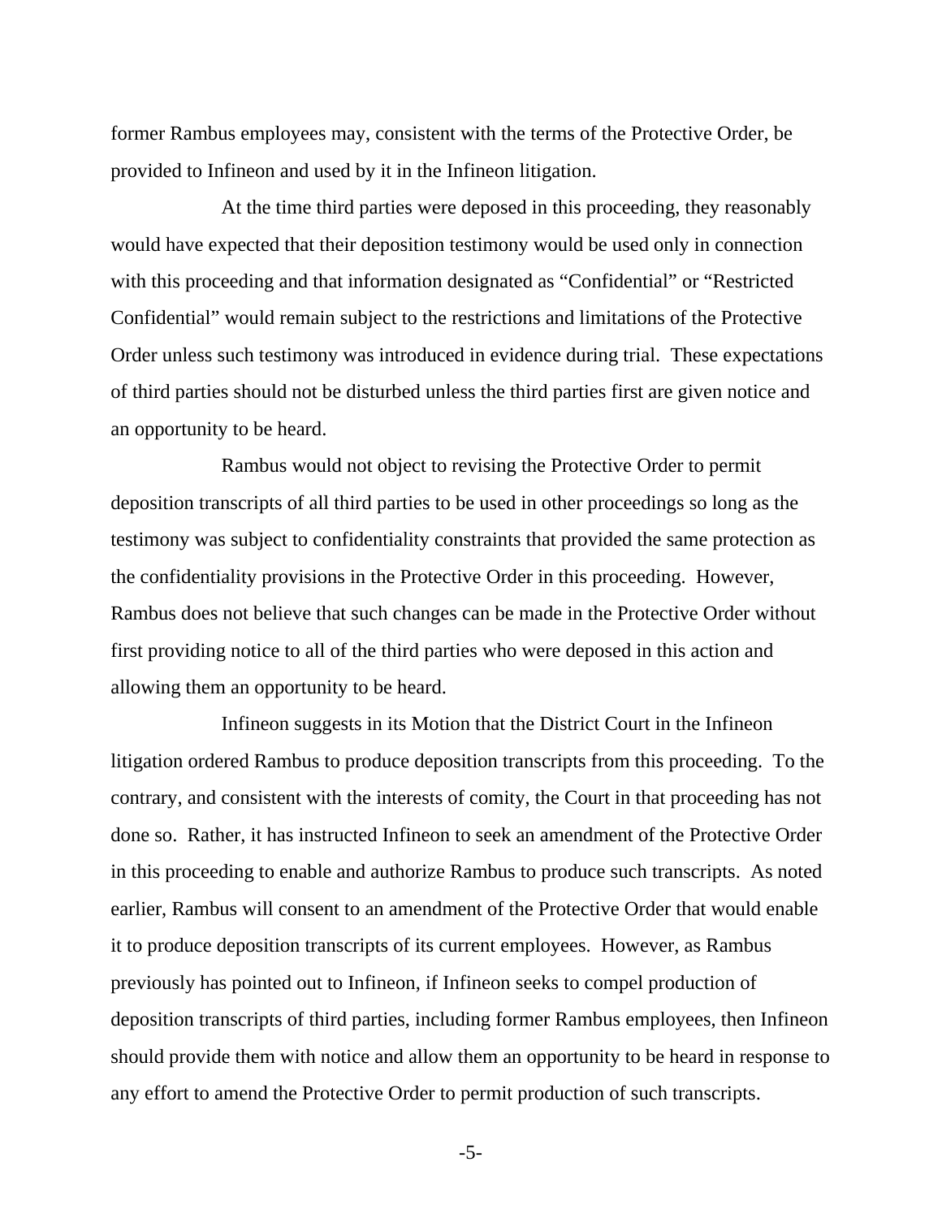former Rambus employees may, consistent with the terms of the Protective Order, be provided to Infineon and used by it in the Infineon litigation.

At the time third parties were deposed in this proceeding, they reasonably would have expected that their deposition testimony would be used only in connection with this proceeding and that information designated as "Confidential" or "Restricted Confidential" would remain subject to the restrictions and limitations of the Protective Order unless such testimony was introduced in evidence during trial. These expectations of third parties should not be disturbed unless the third parties first are given notice and an opportunity to be heard.

Rambus would not object to revising the Protective Order to permit deposition transcripts of all third parties to be used in other proceedings so long as the testimony was subject to confidentiality constraints that provided the same protection as the confidentiality provisions in the Protective Order in this proceeding. However, Rambus does not believe that such changes can be made in the Protective Order without first providing notice to all of the third parties who were deposed in this action and allowing them an opportunity to be heard.

Infineon suggests in its Motion that the District Court in the Infineon litigation ordered Rambus to produce deposition transcripts from this proceeding. To the contrary, and consistent with the interests of comity, the Court in that proceeding has not done so. Rather, it has instructed Infineon to seek an amendment of the Protective Order in this proceeding to enable and authorize Rambus to produce such transcripts. As noted earlier, Rambus will consent to an amendment of the Protective Order that would enable it to produce deposition transcripts of its current employees. However, as Rambus previously has pointed out to Infineon, if Infineon seeks to compel production of deposition transcripts of third parties, including former Rambus employees, then Infineon should provide them with notice and allow them an opportunity to be heard in response to any effort to amend the Protective Order to permit production of such transcripts.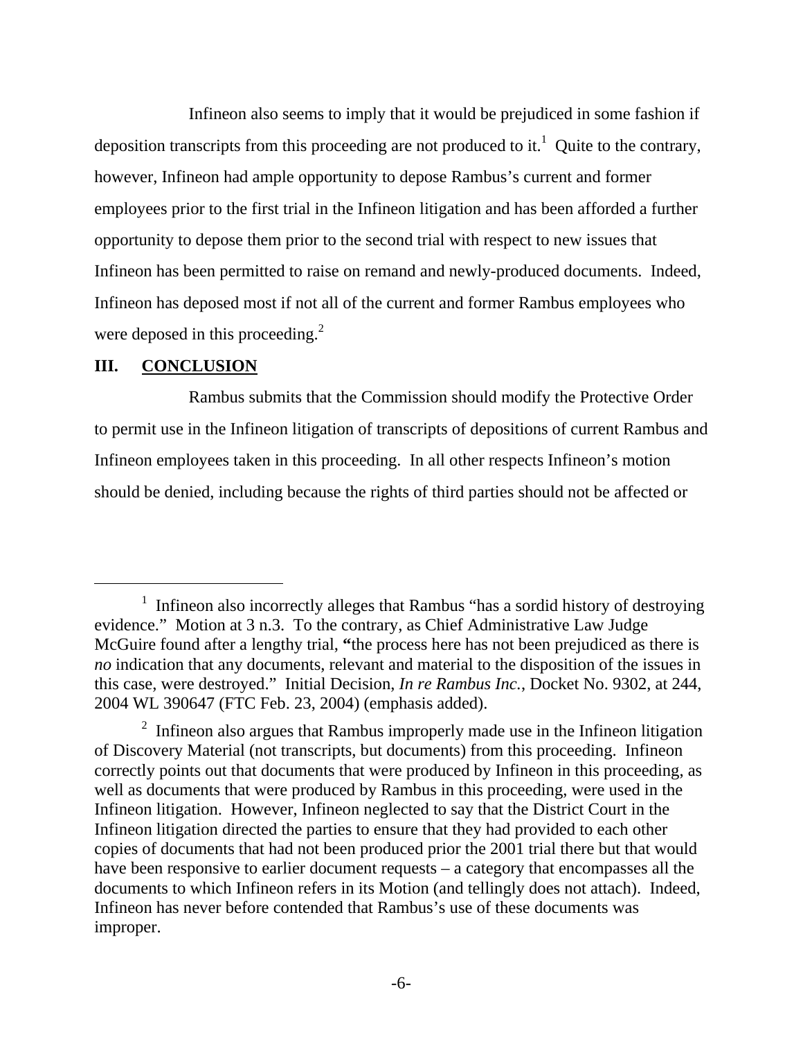Infineon also seems to imply that it would be prejudiced in some fashion if deposition transcripts from this proceeding are not produced to it.[1] Quite to the contrary, however, Infineon had ample opportunity to depose Rambus's current and former employees prior to the first trial in the Infineon litigation and has been afforded a further opportunity to depose them prior to the second trial with respect to new issues that Infineon has been permitted to raise on remand and newly-produced documents. Indeed, Infineon has deposed most if not all of the current and former Rambus employees who were deposed in this proceeding.[2]

## III. CONCLUSION

Rambus submits that the Commission should modify the Protective Order to permit use in the Infineon litigation of transcripts of depositions of current Rambus and Infineon employees taken in this proceeding. In all other respects Infineon's motion should be denied, including because the rights of third parties should not be affected or

---

[1] Infineon also incorrectly alleges that Rambus "has a sordid history of destroying evidence." Motion at 3 n.3. To the contrary, as Chief Administrative Law Judge McGuire found after a lengthy trial, **"**the process here has not been prejudiced as there is *no* indication that any documents, relevant and material to the disposition of the issues in this case, were destroyed." Initial Decision, *In re Rambus Inc.*, Docket No. 9302, at 244, 2004 WL 390647 (FTC Feb. 23, 2004) (emphasis added).

[2] Infineon also argues that Rambus improperly made use in the Infineon litigation of Discovery Material (not transcripts, but documents) from this proceeding. Infineon correctly points out that documents that were produced by Infineon in this proceeding, as well as documents that were produced by Rambus in this proceeding, were used in the Infineon litigation. However, Infineon neglected to say that the District Court in the Infineon litigation directed the parties to ensure that they had provided to each other copies of documents that had not been produced prior the 2001 trial there but that would have been responsive to earlier document requests – a category that encompasses all the documents to which Infineon refers in its Motion (and tellingly does not attach). Indeed, Infineon has never before contended that Rambus's use of these documents was improper.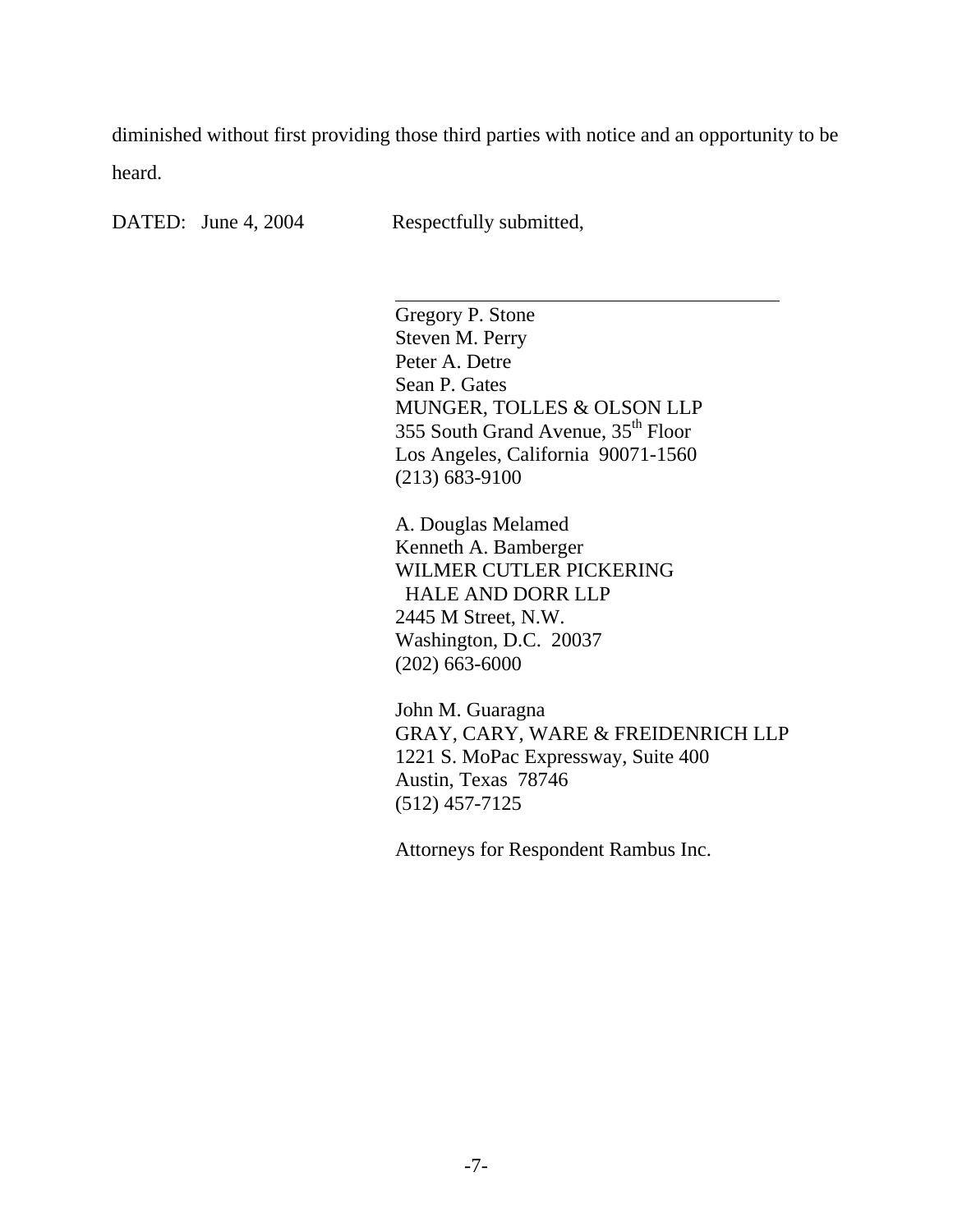diminished without first providing those third parties with notice and an opportunity to be heard.

DATED: June 4, 2004

Respectfully submitted,

\_\_\_\_\_\_\_\_\_\_\_\_\_\_\_\_\_\_\_\_\_\_\_\_\_\_\_\_\_\_\_\_\_\_\_\_\_\_\_\_

Gregory P. Stone
Steven M. Perry
Peter A. Detre
Sean P. Gates
MUNGER, TOLLES & OLSON LLP
355 South Grand Avenue, 35th Floor
Los Angeles, California 90071-1560
(213) 683-9100

A. Douglas Melamed
Kenneth A. Bamberger
WILMER CUTLER PICKERING
HALE AND DORR LLP
2445 M Street, N.W.
Washington, D.C. 20037
(202) 663-6000

John M. Guaragna
GRAY, CARY, WARE & FREIDENRICH LLP
1221 S. MoPac Expressway, Suite 400
Austin, Texas 78746
(512) 457-7125

Attorneys for Respondent Rambus Inc.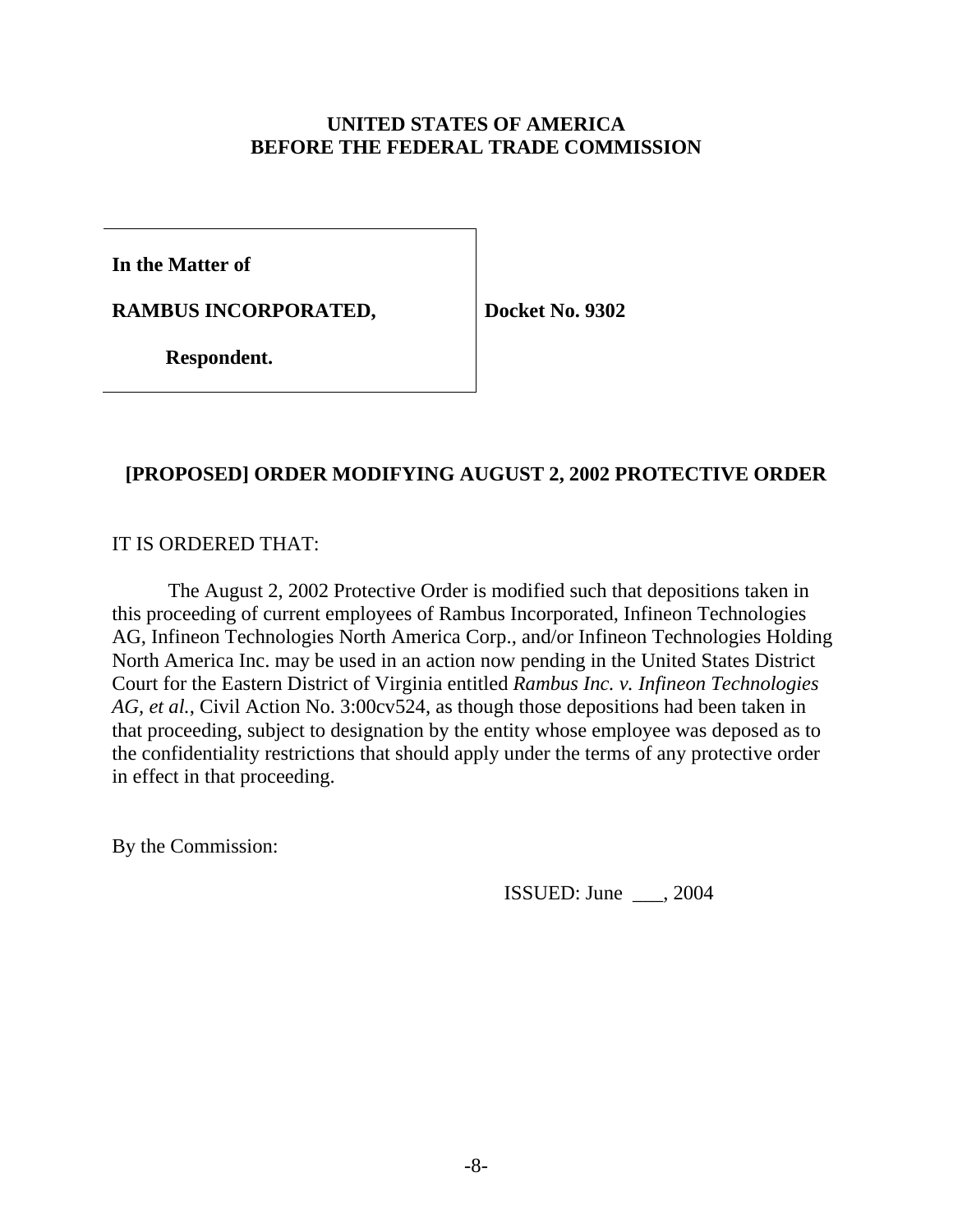**UNITED STATES OF AMERICA**
**BEFORE THE FEDERAL TRADE COMMISSION**

| | |
|---|---|
| **In the Matter of**<br><br>**RAMBUS INCORPORATED,**<br><br>**Respondent.** | **Docket No. 9302** |

## [PROPOSED] ORDER MODIFYING AUGUST 2, 2002 PROTECTIVE ORDER

IT IS ORDERED THAT:

The August 2, 2002 Protective Order is modified such that depositions taken in this proceeding of current employees of Rambus Incorporated, Infineon Technologies AG, Infineon Technologies North America Corp., and/or Infineon Technologies Holding North America Inc. may be used in an action now pending in the United States District Court for the Eastern District of Virginia entitled *Rambus Inc. v. Infineon Technologies AG, et al.*, Civil Action No. 3:00cv524, as though those depositions had been taken in that proceeding, subject to designation by the entity whose employee was deposed as to the confidentiality restrictions that should apply under the terms of any protective order in effect in that proceeding.

By the Commission:

ISSUED: June ___, 2004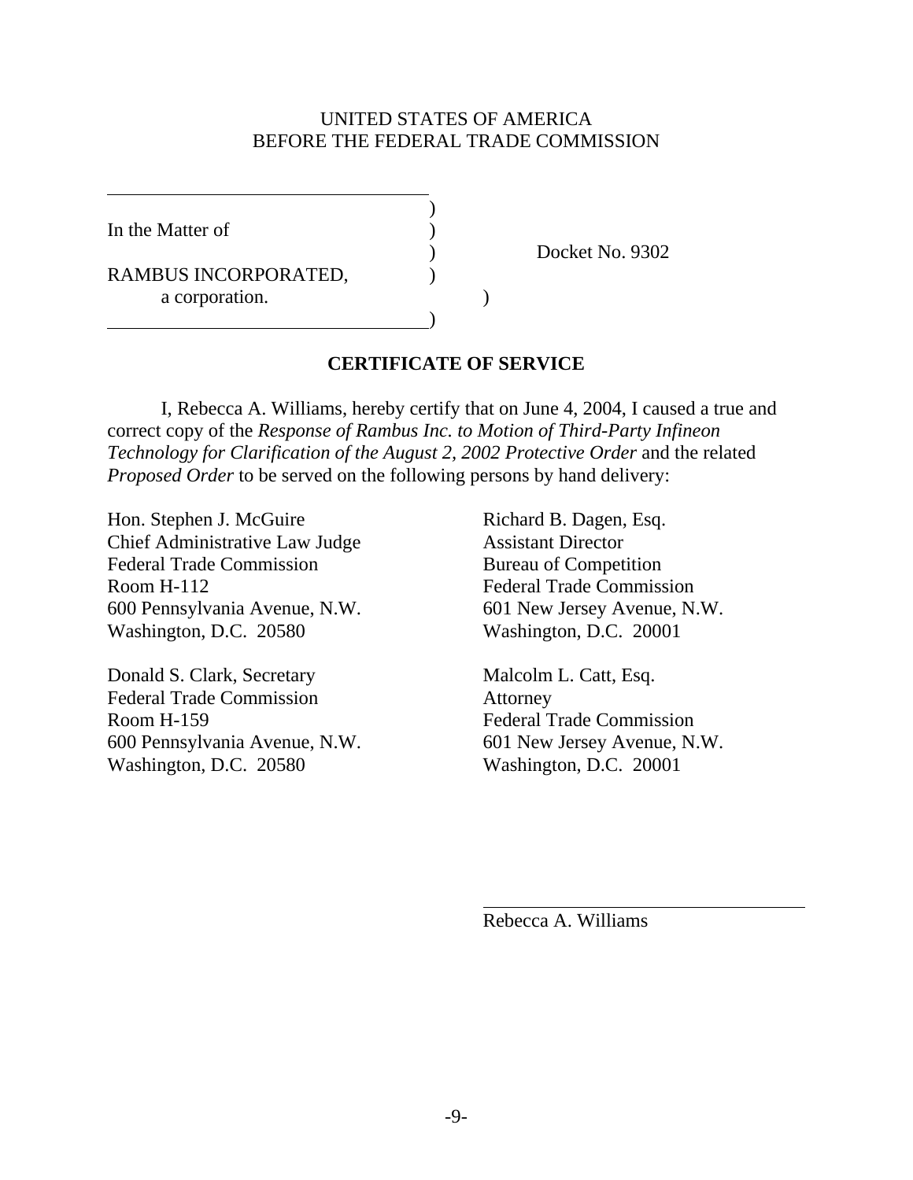UNITED STATES OF AMERICA
BEFORE THE FEDERAL TRADE COMMISSION

| | | |
|---|---|---|
| In the Matter of | ) | |
| | ) | Docket No. 9302 |
| RAMBUS INCORPORATED, a corporation. | ) | |

## CERTIFICATE OF SERVICE

I, Rebecca A. Williams, hereby certify that on June 4, 2004, I caused a true and correct copy of the *Response of Rambus Inc. to Motion of Third-Party Infineon Technology for Clarification of the August 2, 2002 Protective Order* and the related *Proposed Order* to be served on the following persons by hand delivery:

Hon. Stephen J. McGuire
Chief Administrative Law Judge
Federal Trade Commission
Room H-112
600 Pennsylvania Avenue, N.W.
Washington, D.C. 20580

Donald S. Clark, Secretary
Federal Trade Commission
Room H-159
600 Pennsylvania Avenue, N.W.
Washington, D.C. 20580

Richard B. Dagen, Esq.
Assistant Director
Bureau of Competition
Federal Trade Commission
601 New Jersey Avenue, N.W.
Washington, D.C. 20001

Malcolm L. Catt, Esq.
Attorney
Federal Trade Commission
601 New Jersey Avenue, N.W.
Washington, D.C. 20001

Rebecca A. Williams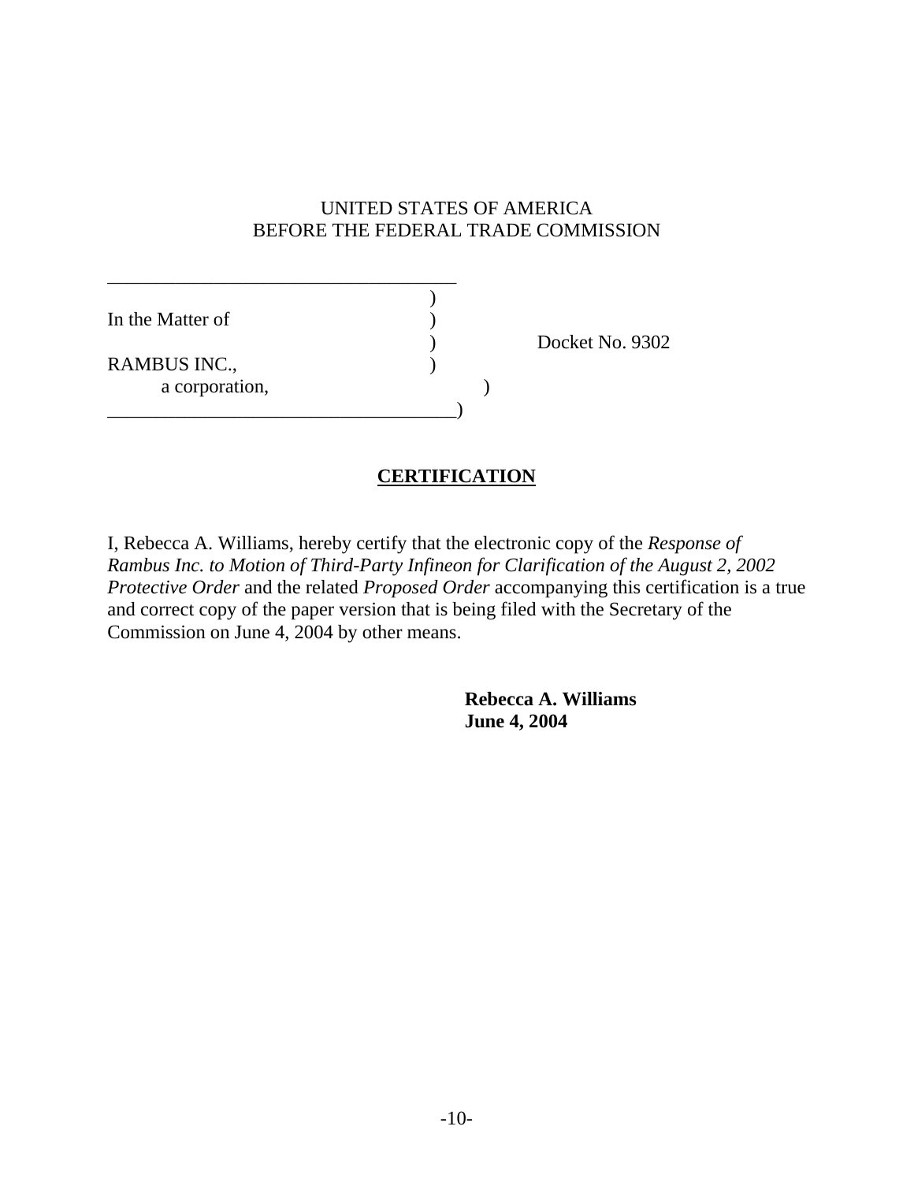UNITED STATES OF AMERICA
BEFORE THE FEDERAL TRADE COMMISSION

| | | |
|---|---|---|
| In the Matter of | ) | |
| | ) | Docket No. 9302 |
| RAMBUS INC., | ) | |
| a corporation, | ) | |

## CERTIFICATION

I, Rebecca A. Williams, hereby certify that the electronic copy of the *Response of Rambus Inc. to Motion of Third-Party Infineon for Clarification of the August 2, 2002 Protective Order* and the related *Proposed Order* accompanying this certification is a true and correct copy of the paper version that is being filed with the Secretary of the Commission on June 4, 2004 by other means.

**Rebecca A. Williams**
**June 4, 2004**